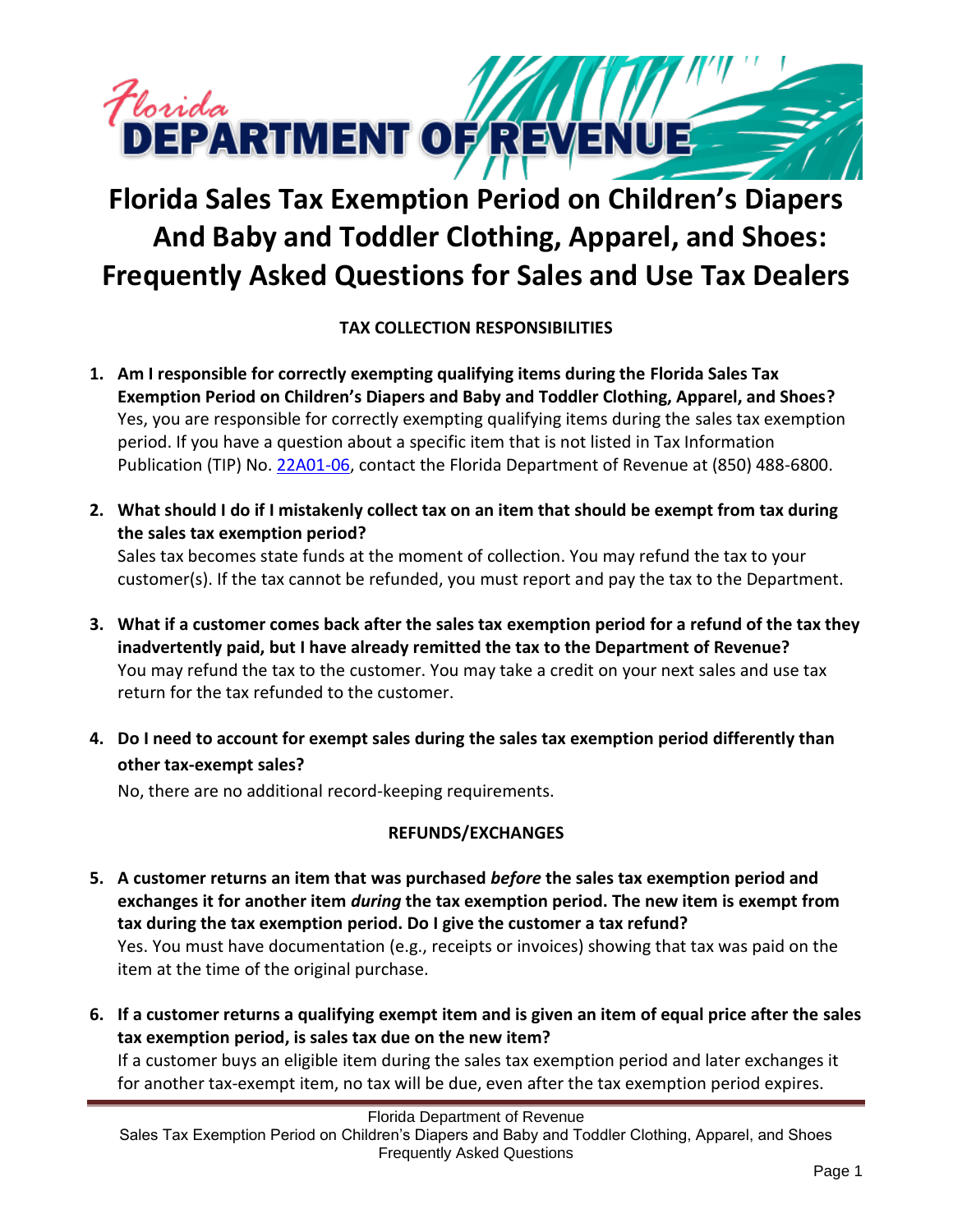# Florida Department of Revenue

# Florida Sales Tax Exemption Period on Children's Diapers And Baby and Toddler Clothing, Apparel, and Shoes: Frequently Asked Questions for Sales and Use Tax Dealers

## TAX COLLECTION RESPONSIBILITIES

1. **Am I responsible for correctly exempting qualifying items during the Florida Sales Tax Exemption Period on Children's Diapers and Baby and Toddler Clothing, Apparel, and Shoes?**
   Yes, you are responsible for correctly exempting qualifying items during the sales tax exemption period. If you have a question about a specific item that is not listed in Tax Information Publication (TIP) No. 22A01-06, contact the Florida Department of Revenue at (850) 488-6800.

2. **What should I do if I mistakenly collect tax on an item that should be exempt from tax during the sales tax exemption period?**
   Sales tax becomes state funds at the moment of collection. You may refund the tax to your customer(s). If the tax cannot be refunded, you must report and pay the tax to the Department.

3. **What if a customer comes back after the sales tax exemption period for a refund of the tax they inadvertently paid, but I have already remitted the tax to the Department of Revenue?**
   You may refund the tax to the customer. You may take a credit on your next sales and use tax return for the tax refunded to the customer.

4. **Do I need to account for exempt sales during the sales tax exemption period differently than other tax-exempt sales?**
   No, there are no additional record-keeping requirements.

## REFUNDS/EXCHANGES

5. **A customer returns an item that was purchased *before* the sales tax exemption period and exchanges it for another item *during* the tax exemption period. The new item is exempt from tax during the tax exemption period. Do I give the customer a tax refund?**
   Yes. You must have documentation (e.g., receipts or invoices) showing that tax was paid on the item at the time of the original purchase.

6. **If a customer returns a qualifying exempt item and is given an item of equal price after the sales tax exemption period, is sales tax due on the new item?**
   If a customer buys an eligible item during the sales tax exemption period and later exchanges it for another tax-exempt item, no tax will be due, even after the tax exemption period expires.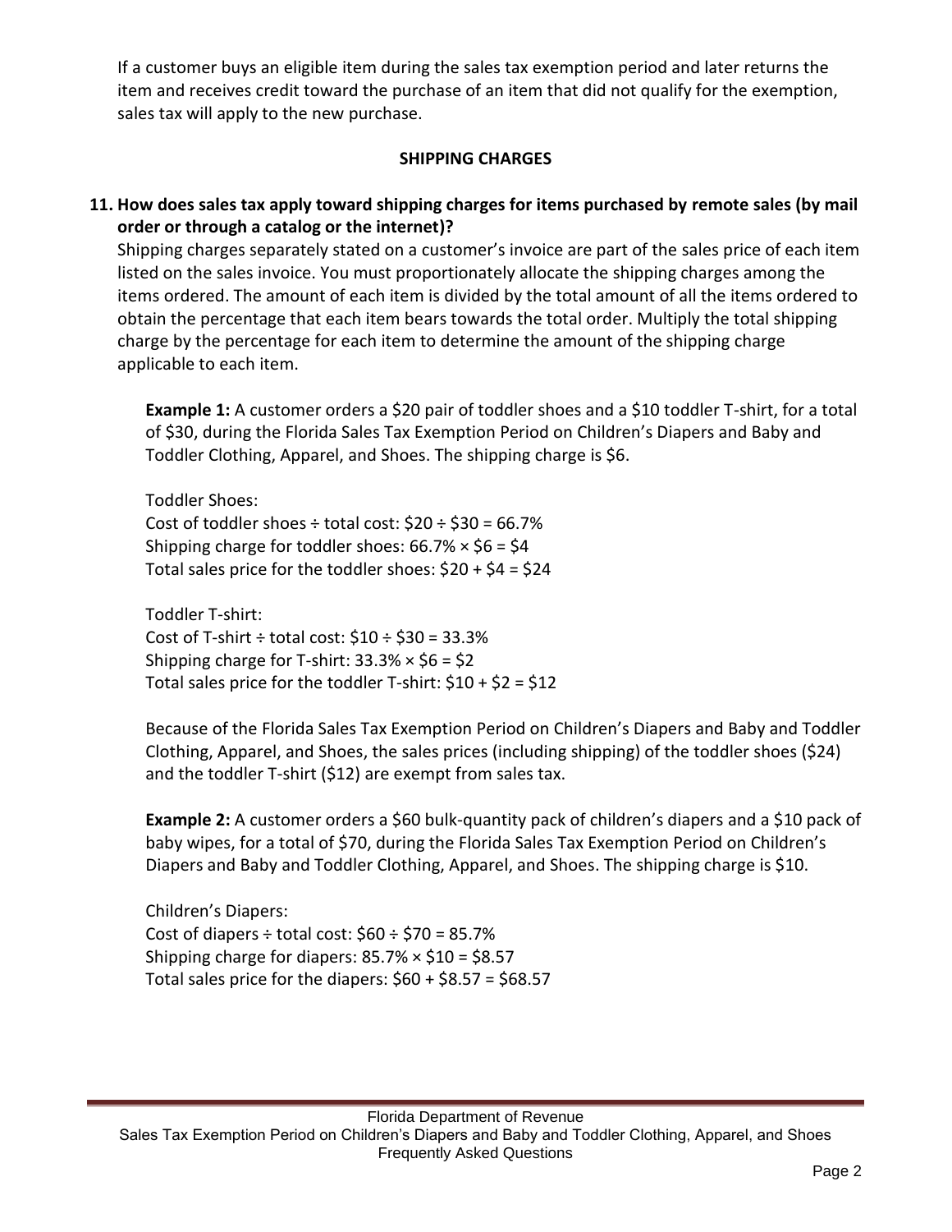If a customer buys an eligible item during the sales tax exemption period and later returns the item and receives credit toward the purchase of an item that did not qualify for the exemption, sales tax will apply to the new purchase.

## SHIPPING CHARGES

**11. How does sales tax apply toward shipping charges for items purchased by remote sales (by mail order or through a catalog or the internet)?**

Shipping charges separately stated on a customer's invoice are part of the sales price of each item listed on the sales invoice. You must proportionately allocate the shipping charges among the items ordered. The amount of each item is divided by the total amount of all the items ordered to obtain the percentage that each item bears towards the total order. Multiply the total shipping charge by the percentage for each item to determine the amount of the shipping charge applicable to each item.

**Example 1:** A customer orders a $20 pair of toddler shoes and a $10 toddler T-shirt, for a total of $30, during the Florida Sales Tax Exemption Period on Children's Diapers and Baby and Toddler Clothing, Apparel, and Shoes. The shipping charge is $6.

Toddler Shoes:
Cost of toddler shoes ÷ total cost: $20 ÷ $30 = 66.7%
Shipping charge for toddler shoes: 66.7% × $6 = $4
Total sales price for the toddler shoes: $20 + $4 = $24

Toddler T-shirt:
Cost of T-shirt ÷ total cost: $10 ÷ $30 = 33.3%
Shipping charge for T-shirt: 33.3% × $6 = $2
Total sales price for the toddler T-shirt: $10 + $2 = $12

Because of the Florida Sales Tax Exemption Period on Children's Diapers and Baby and Toddler Clothing, Apparel, and Shoes, the sales prices (including shipping) of the toddler shoes ($24) and the toddler T-shirt ($12) are exempt from sales tax.

**Example 2:** A customer orders a $60 bulk-quantity pack of children's diapers and a $10 pack of baby wipes, for a total of $70, during the Florida Sales Tax Exemption Period on Children's Diapers and Baby and Toddler Clothing, Apparel, and Shoes. The shipping charge is $10.

Children's Diapers:
Cost of diapers ÷ total cost: $60 ÷ $70 = 85.7%
Shipping charge for diapers: 85.7% × $10 = $8.57
Total sales price for the diapers: $60 + $8.57 = $68.57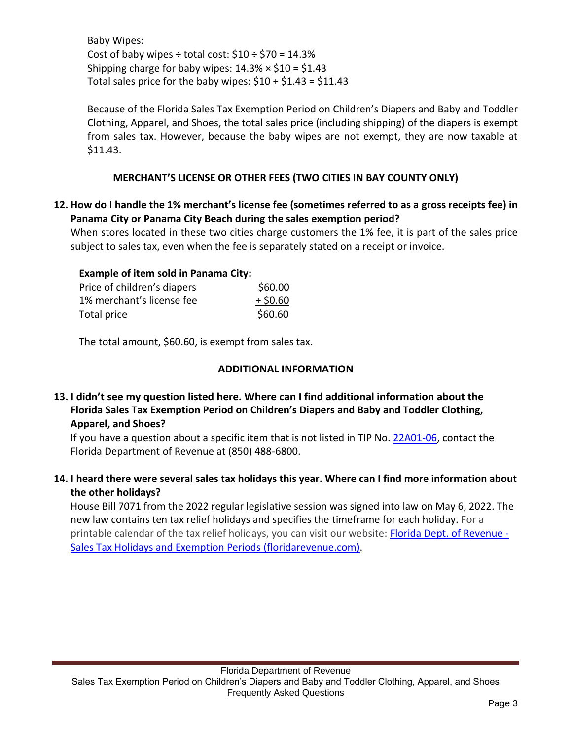Baby Wipes:
Cost of baby wipes ÷ total cost: $10 ÷ $70 = 14.3%
Shipping charge for baby wipes: 14.3% × $10 = $1.43
Total sales price for the baby wipes: $10 + $1.43 = $11.43

Because of the Florida Sales Tax Exemption Period on Children's Diapers and Baby and Toddler Clothing, Apparel, and Shoes, the total sales price (including shipping) of the diapers is exempt from sales tax. However, because the baby wipes are not exempt, they are now taxable at $11.43.

### MERCHANT'S LICENSE OR OTHER FEES (TWO CITIES IN BAY COUNTY ONLY)

**12. How do I handle the 1% merchant's license fee (sometimes referred to as a gross receipts fee) in Panama City or Panama City Beach during the sales exemption period?**

When stores located in these two cities charge customers the 1% fee, it is part of the sales price subject to sales tax, even when the fee is separately stated on a receipt or invoice.

**Example of item sold in Panama City:**

| | |
|---|---|
| Price of children's diapers | $60.00 |
| 1% merchant's license fee | + $0.60 |
| Total price | $60.60 |

The total amount, $60.60, is exempt from sales tax.

### ADDITIONAL INFORMATION

**13. I didn't see my question listed here. Where can I find additional information about the Florida Sales Tax Exemption Period on Children's Diapers and Baby and Toddler Clothing, Apparel, and Shoes?**

If you have a question about a specific item that is not listed in TIP No. 22A01-06, contact the Florida Department of Revenue at (850) 488-6800.

**14. I heard there were several sales tax holidays this year. Where can I find more information about the other holidays?**

House Bill 7071 from the 2022 regular legislative session was signed into law on May 6, 2022. The new law contains ten tax relief holidays and specifies the timeframe for each holiday. For a printable calendar of the tax relief holidays, you can visit our website: Florida Dept. of Revenue - Sales Tax Holidays and Exemption Periods (floridarevenue.com).